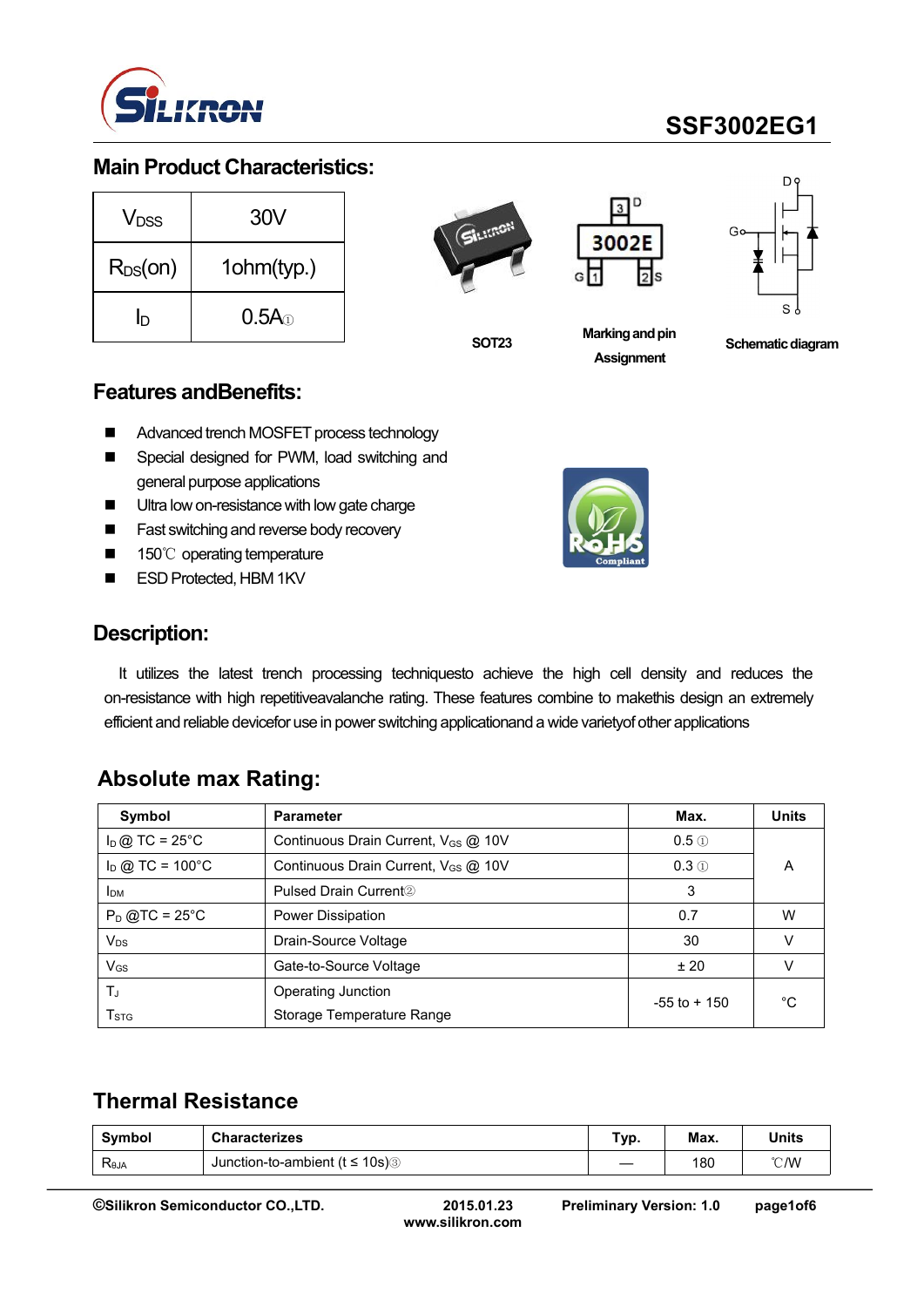# SSF3002EG1

## Main Product Characteristics:

| | |
|---|---|
| $V_{DSS}$ | 30V |
| $R_{DS}(on)$ | 1ohm(typ.) |
| $I_D$ | 0.5A① |

SOT23

Marking and pin Assignment

Schematic diagram

## Features andBenefits:

- Advanced trench MOSFET process technology
- Special designed for PWM, load switching and general purpose applications
- Ultra low on-resistance with low gate charge
- Fast switching and reverse body recovery
- 150℃ operating temperature
- ESD Protected, HBM 1KV

## Description:

It utilizes the latest trench processing techniquesto achieve the high cell density and reduces the on-resistance with high repetitiveavalanche rating. These features combine to makethis design an extremely efficient and reliable devicefor use in power switching applicationand a wide varietyof other applications

## Absolute max Rating:

| Symbol | Parameter | Max. | Units |
|---|---|---|---|
| $I_D$ @ TC = 25°C | Continuous Drain Current, $V_{GS}$ @ 10V | 0.5 ① | A |
| $I_D$ @ TC = 100°C | Continuous Drain Current, $V_{GS}$ @ 10V | 0.3 ① | |
| $I_{DM}$ | Pulsed Drain Current② | 3 | |
| $P_D$ @TC = 25°C | Power Dissipation | 0.7 | W |
| $V_{DS}$ | Drain-Source Voltage | 30 | V |
| $V_{GS}$ | Gate-to-Source Voltage | ± 20 | V |
| $T_J$<br>$T_{STG}$ | Operating Junction<br>Storage Temperature Range | -55 to + 150 | °C |

## Thermal Resistance

| Symbol | Characterizes | Typ. | Max. | Units |
|---|---|---|---|---|
| $R_{θJA}$ | Junction-to-ambient (t ≤ 10s)③ | — | 180 | ℃/W |

©Silikron Semiconductor CO.,LTD. 2015.01.23 www.silikron.com Preliminary Version: 1.0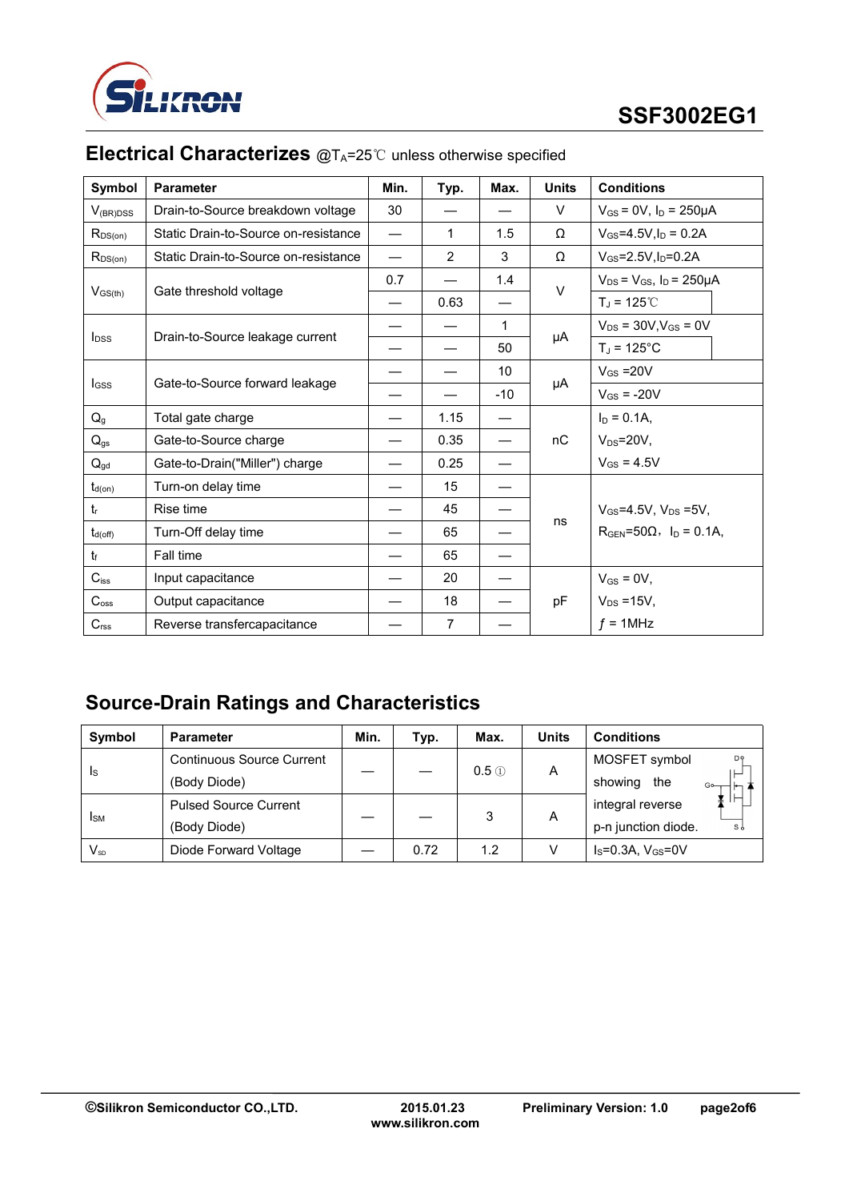## Electrical Characterizes @$T_A$=25℃ unless otherwise specified

| Symbol | Parameter | Min. | Typ. | Max. | Units | Conditions |
|---|---|---|---|---|---|---|
| $V_{(BR)DSS}$ | Drain-to-Source breakdown voltage | 30 | — | — | V | $V_{GS}$ = 0V, $I_D$ = 250μA |
| $R_{DS(on)}$ | Static Drain-to-Source on-resistance | — | 1 | 1.5 | Ω | $V_{GS}$=4.5V,$I_D$ = 0.2A |
| $R_{DS(on)}$ | Static Drain-to-Source on-resistance | — | 2 | 3 | Ω | $V_{GS}$=2.5V,$I_D$=0.2A |
| $V_{GS(th)}$ | Gate threshold voltage | 0.7 | — | 1.4 | V | $V_{DS}$ = $V_{GS}$, $I_D$ = 250μA |
| | | — | 0.63 | — | | $T_J$ = 125℃ |
| $I_{DSS}$ | Drain-to-Source leakage current | — | — | 1 | μA | $V_{DS}$ = 30V,$V_{GS}$ = 0V |
| | | — | — | 50 | | $T_J$ = 125°C |
| $I_{GSS}$ | Gate-to-Source forward leakage | — | — | 10 | μA | $V_{GS}$ =20V |
| | | — | — | -10 | | $V_{GS}$ = -20V |
| $Q_g$ | Total gate charge | — | 1.15 | — | nC | $I_D$ = 0.1A, |
| $Q_{gs}$ | Gate-to-Source charge | — | 0.35 | — | | $V_{DS}$=20V, |
| $Q_{gd}$ | Gate-to-Drain("Miller") charge | — | 0.25 | — | | $V_{GS}$ = 4.5V |
| $t_{d(on)}$ | Turn-on delay time | — | 15 | — | ns | $V_{GS}$=4.5V, $V_{DS}$ =5V, |
| $t_r$ | Rise time | — | 45 | — | | $R_{GEN}$=50Ω, $I_D$ = 0.1A, |
| $t_{d(off)}$ | Turn-Off delay time | — | 65 | — | | |
| $t_f$ | Fall time | — | 65 | — | | |
| $C_{iss}$ | Input capacitance | — | 20 | — | pF | $V_{GS}$ = 0V, |
| $C_{oss}$ | Output capacitance | — | 18 | — | | $V_{DS}$ =15V, |
| $C_{rss}$ | Reverse transfercapacitance | — | 7 | — | | $f$ = 1MHz |

## Source-Drain Ratings and Characteristics

| Symbol | Parameter | Min. | Typ. | Max. | Units | Conditions |
|---|---|---|---|---|---|---|
| $I_S$ | Continuous Source Current (Body Diode) | — | — | 0.5 ① | A | MOSFET symbol showing the integral reverse p-n junction diode. |
| $I_{SM}$ | Pulsed Source Current (Body Diode) | — | — | 3 | A | |
| $V_{SD}$ | Diode Forward Voltage | — | 0.72 | 1.2 | V | $I_S$=0.3A, $V_{GS}$=0V |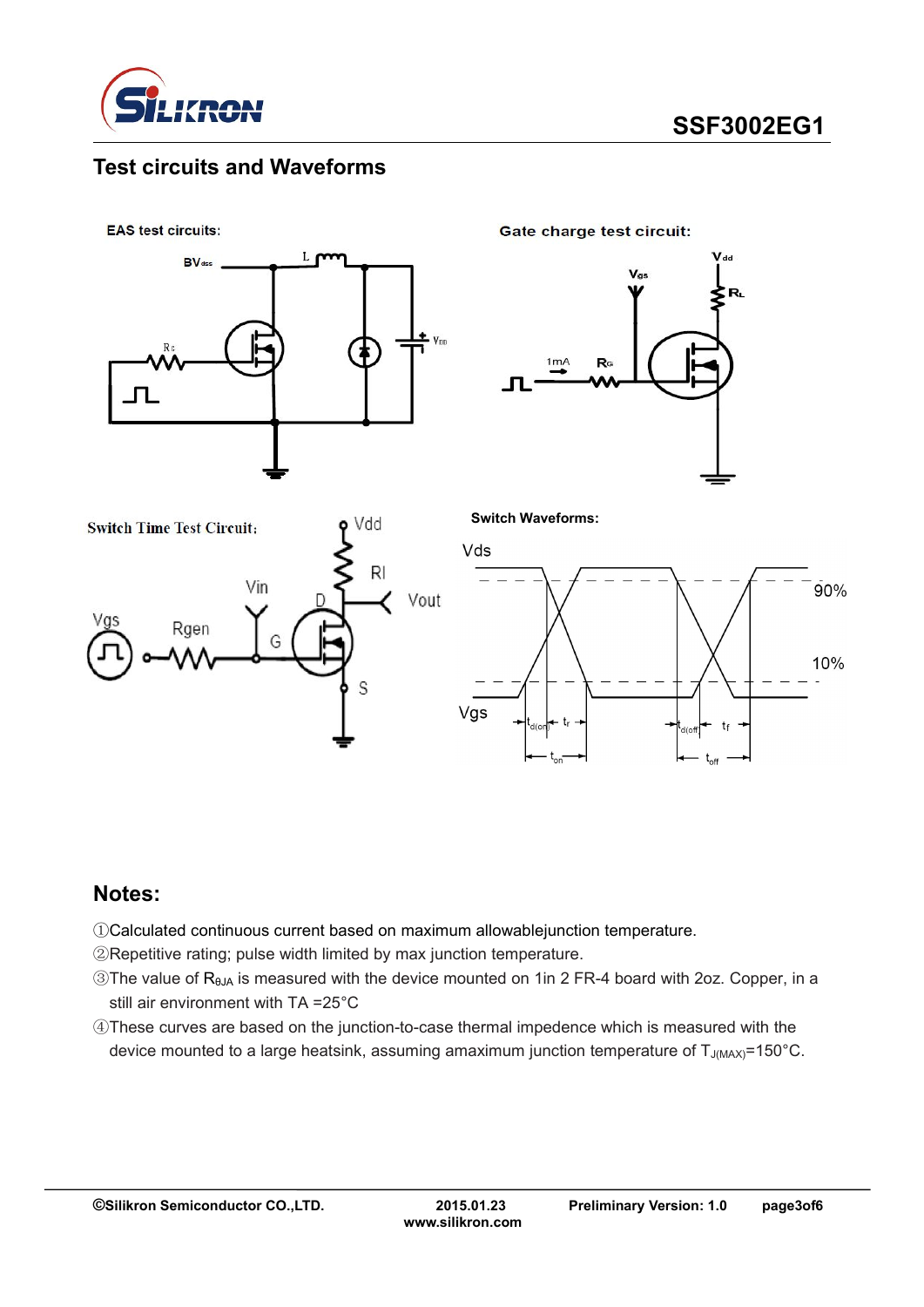## Test circuits and Waveforms

EAS test circuits:

Gate charge test circuit:

Switch Time Test Circuit:

Switch Waveforms:

## Notes:

①Calculated continuous current based on maximum allowablejunction temperature.

②Repetitive rating; pulse width limited by max junction temperature.

③The value of $R_{\theta JA}$ is measured with the device mounted on 1in 2 FR-4 board with 2oz. Copper, in a still air environment with TA =25°C

④These curves are based on the junction-to-case thermal impedence which is measured with the device mounted to a large heatsink, assuming amaximum junction temperature of $T_{J(MAX)}$=150°C.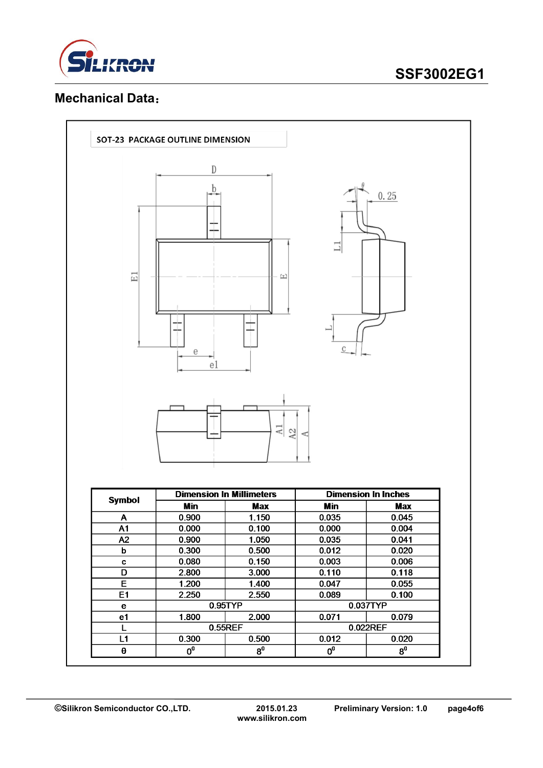## Mechanical Data：

SOT-23 PACKAGE OUTLINE DIMENSION

| Symbol | Dimension In Millimeters | | Dimension In Inches | |
|---|---|---|---|---|
| | Min | Max | Min | Max |
| A | 0.900 | 1.150 | 0.035 | 0.045 |
| A1 | 0.000 | 0.100 | 0.000 | 0.004 |
| A2 | 0.900 | 1.050 | 0.035 | 0.041 |
| b | 0.300 | 0.500 | 0.012 | 0.020 |
| c | 0.080 | 0.150 | 0.003 | 0.006 |
| D | 2.800 | 3.000 | 0.110 | 0.118 |
| E | 1.200 | 1.400 | 0.047 | 0.055 |
| E1 | 2.250 | 2.550 | 0.089 | 0.100 |
| e | 0.95TYP | | 0.037TYP | |
| e1 | 1.800 | 2.000 | 0.071 | 0.079 |
| L | 0.55REF | | 0.022REF | |
| L1 | 0.300 | 0.500 | 0.012 | 0.020 |
| θ | $0^0$ | $8^0$ | $0^0$ | $8^0$ |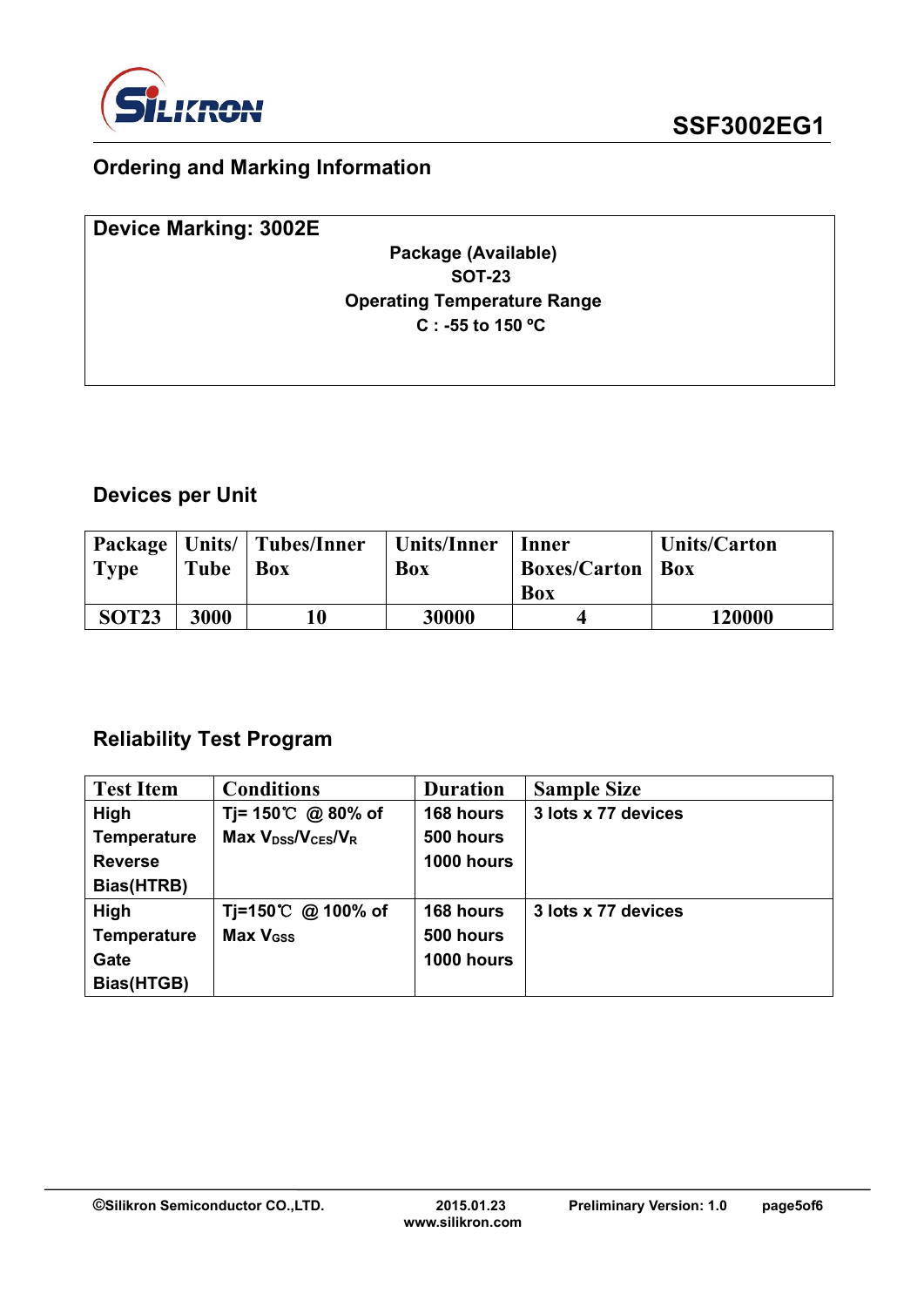## Ordering and Marking Information

**Device Marking: 3002E**

**Package (Available)**
**SOT-23**
**Operating Temperature Range**
**C : -55 to 150 ºC**

## Devices per Unit

| Package Type | Units/ Tube | Tubes/Inner Box | Units/Inner Box | Inner Boxes/Carton Box | Units/Carton Box |
|---|---|---|---|---|---|
| SOT23 | 3000 | 10 | 30000 | 4 | 120000 |

## Reliability Test Program

| Test Item | Conditions | Duration | Sample Size |
|---|---|---|---|
| High Temperature Reverse Bias(HTRB) | Tj= 150℃ @ 80% of Max $V_{DSS}/V_{CES}/V_R$ | 168 hours<br>500 hours<br>1000 hours | 3 lots x 77 devices |
| High Temperature Gate Bias(HTGB) | Tj=150℃ @ 100% of Max $V_{GSS}$ | 168 hours<br>500 hours<br>1000 hours | 3 lots x 77 devices |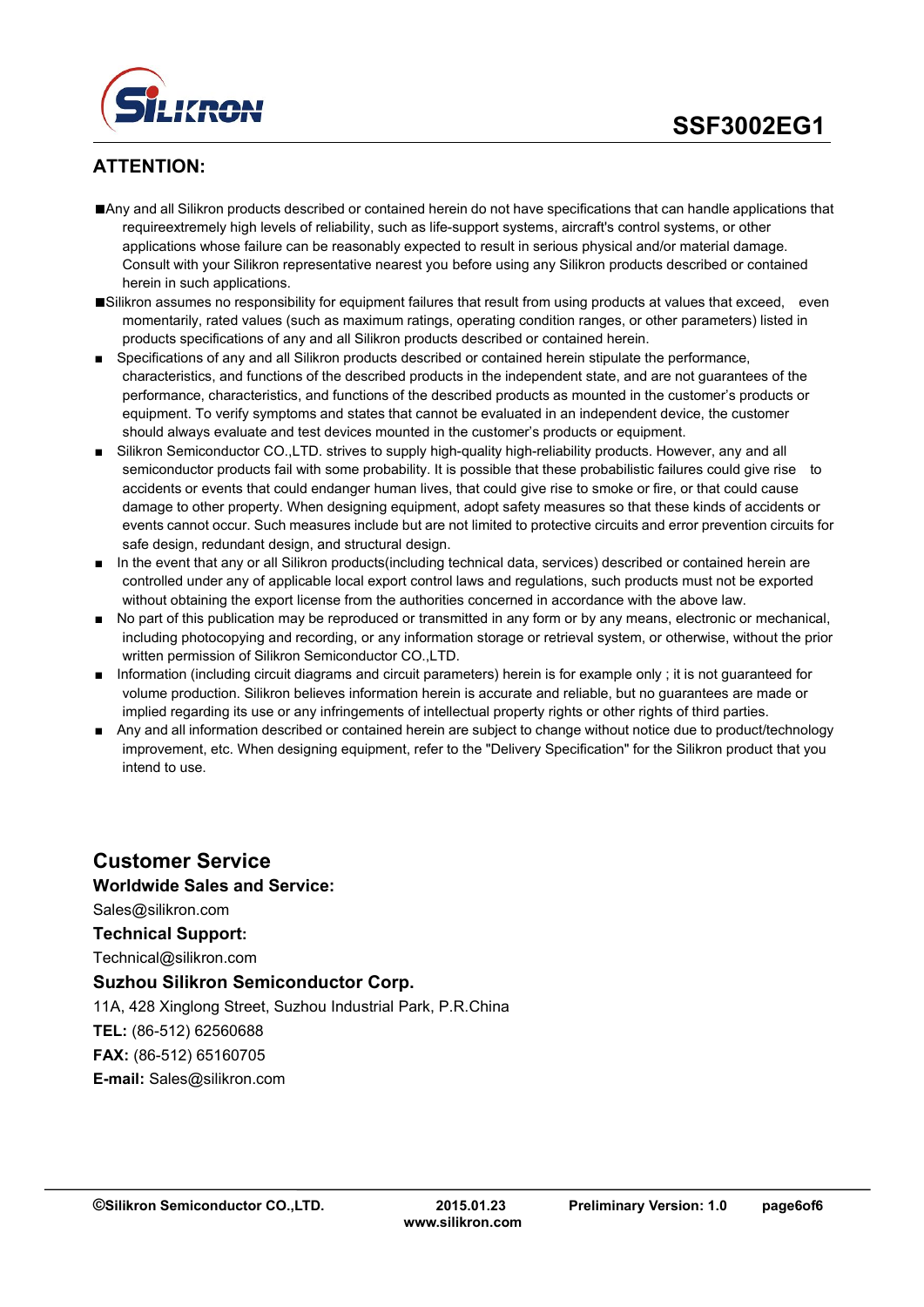## ATTENTION:

- Any and all Silikron products described or contained herein do not have specifications that can handle applications that requireextremely high levels of reliability, such as life-support systems, aircraft's control systems, or other applications whose failure can be reasonably expected to result in serious physical and/or material damage. Consult with your Silikron representative nearest you before using any Silikron products described or contained herein in such applications.
- Silikron assumes no responsibility for equipment failures that result from using products at values that exceed, even momentarily, rated values (such as maximum ratings, operating condition ranges, or other parameters) listed in products specifications of any and all Silikron products described or contained herein.
- Specifications of any and all Silikron products described or contained herein stipulate the performance, characteristics, and functions of the described products in the independent state, and are not guarantees of the performance, characteristics, and functions of the described products as mounted in the customer's products or equipment. To verify symptoms and states that cannot be evaluated in an independent device, the customer should always evaluate and test devices mounted in the customer's products or equipment.
- Silikron Semiconductor CO.,LTD. strives to supply high-quality high-reliability products. However, any and all semiconductor products fail with some probability. It is possible that these probabilistic failures could give rise to accidents or events that could endanger human lives, that could give rise to smoke or fire, or that could cause damage to other property. When designing equipment, adopt safety measures so that these kinds of accidents or events cannot occur. Such measures include but are not limited to protective circuits and error prevention circuits for safe design, redundant design, and structural design.
- In the event that any or all Silikron products(including technical data, services) described or contained herein are controlled under any of applicable local export control laws and regulations, such products must not be exported without obtaining the export license from the authorities concerned in accordance with the above law.
- No part of this publication may be reproduced or transmitted in any form or by any means, electronic or mechanical, including photocopying and recording, or any information storage or retrieval system, or otherwise, without the prior written permission of Silikron Semiconductor CO.,LTD.
- Information (including circuit diagrams and circuit parameters) herein is for example only ; it is not guaranteed for volume production. Silikron believes information herein is accurate and reliable, but no guarantees are made or implied regarding its use or any infringements of intellectual property rights or other rights of third parties.
- Any and all information described or contained herein are subject to change without notice due to product/technology improvement, etc. When designing equipment, refer to the "Delivery Specification" for the Silikron product that you intend to use.

## Customer Service

**Worldwide Sales and Service:**

Sales@silikron.com

**Technical Support:**

Technical@silikron.com

**Suzhou Silikron Semiconductor Corp.**

11A, 428 Xinglong Street, Suzhou Industrial Park, P.R.China

**TEL:** (86-512) 62560688

**FAX:** (86-512) 65160705

**E-mail:** Sales@silikron.com